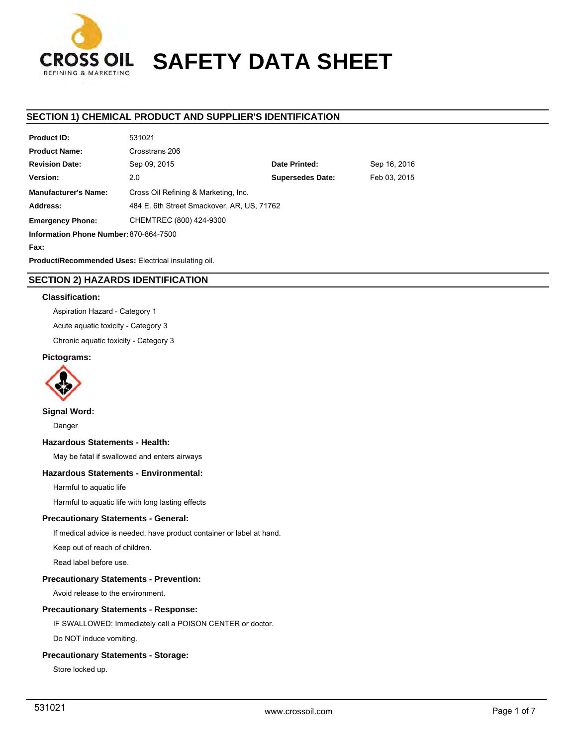# SAFETY DATA SHEET

## SECTION 1) CHEMICAL PRODUCT AND SUPPLIER'S IDENTIFICATION

| | | | |
|---|---|---|---|
| **Product ID:** | 531021 | | |
| **Product Name:** | Crosstrans 206 | | |
| **Revision Date:** | Sep 09, 2015 | **Date Printed:** | Sep 16, 2016 |
| **Version:** | 2.0 | **Supersedes Date:** | Feb 03, 2015 |
| **Manufacturer's Name:** | Cross Oil Refining & Marketing, Inc. | | |
| **Address:** | 484 E. 6th Street Smackover, AR, US, 71762 | | |
| **Emergency Phone:** | CHEMTREC (800) 424-9300 | | |
| **Information Phone Number:** | 870-864-7500 | | |
| **Fax:** | | | |

**Product/Recommended Uses:** Electrical insulating oil.

## SECTION 2) HAZARDS IDENTIFICATION

### Classification:

Aspiration Hazard - Category 1

Acute aquatic toxicity - Category 3

Chronic aquatic toxicity - Category 3

### Pictograms:

### Signal Word:

Danger

### Hazardous Statements - Health:

May be fatal if swallowed and enters airways

### Hazardous Statements - Environmental:

Harmful to aquatic life

Harmful to aquatic life with long lasting effects

### Precautionary Statements - General:

If medical advice is needed, have product container or label at hand.

Keep out of reach of children.

Read label before use.

### Precautionary Statements - Prevention:

Avoid release to the environment.

### Precautionary Statements - Response:

IF SWALLOWED: Immediately call a POISON CENTER or doctor.

Do NOT induce vomiting.

### Precautionary Statements - Storage:

Store locked up.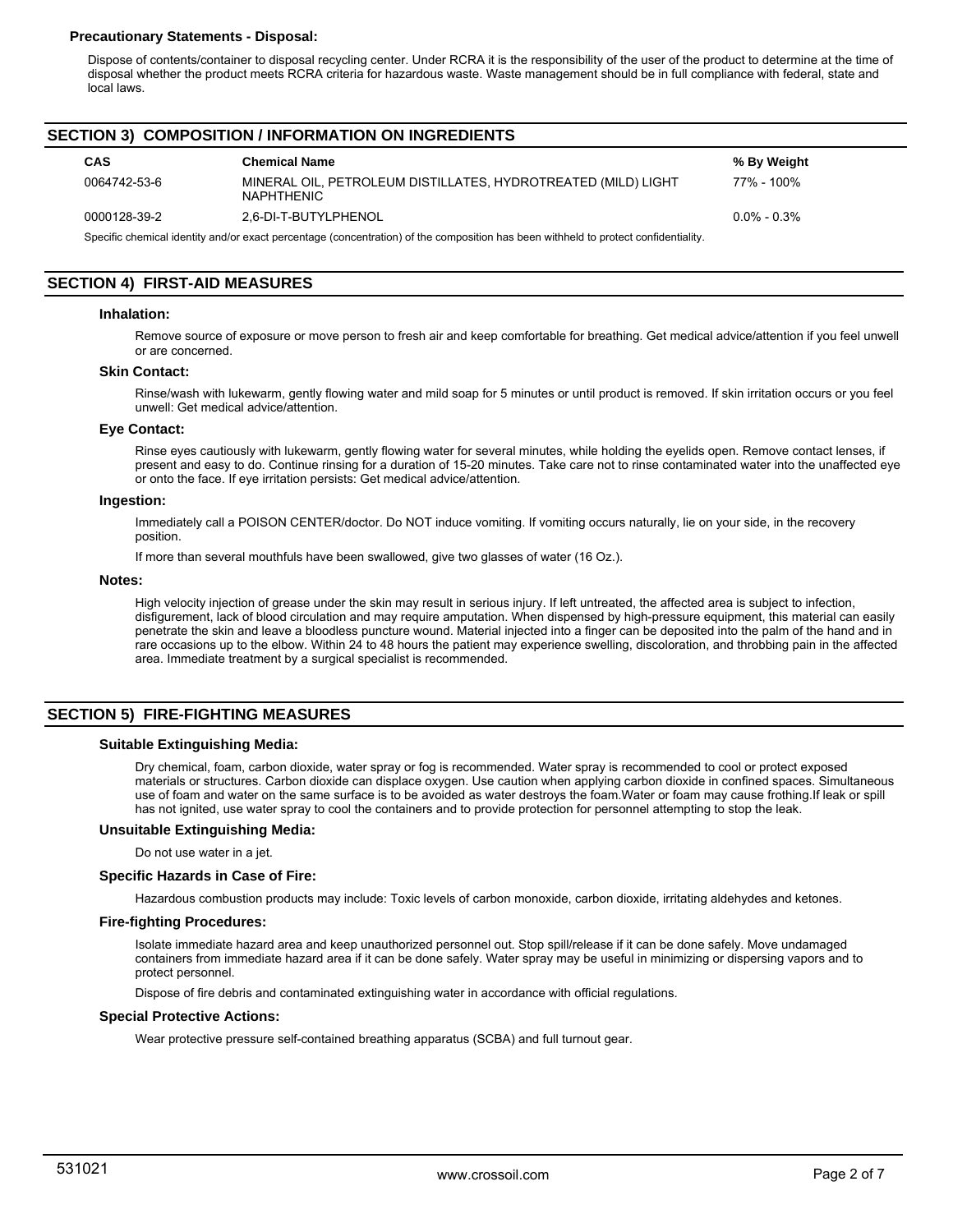### Precautionary Statements - Disposal:

Dispose of contents/container to disposal recycling center. Under RCRA it is the responsibility of the user of the product to determine at the time of disposal whether the product meets RCRA criteria for hazardous waste. Waste management should be in full compliance with federal, state and local laws.

## SECTION 3) COMPOSITION / INFORMATION ON INGREDIENTS

| CAS | Chemical Name | % By Weight |
|---|---|---|
| 0064742-53-6 | MINERAL OIL, PETROLEUM DISTILLATES, HYDROTREATED (MILD) LIGHT NAPHTHENIC | 77% - 100% |
| 0000128-39-2 | 2,6-DI-T-BUTYLPHENOL | 0.0% - 0.3% |

Specific chemical identity and/or exact percentage (concentration) of the composition has been withheld to protect confidentiality.

## SECTION 4) FIRST-AID MEASURES

### Inhalation:

Remove source of exposure or move person to fresh air and keep comfortable for breathing. Get medical advice/attention if you feel unwell or are concerned.

### Skin Contact:

Rinse/wash with lukewarm, gently flowing water and mild soap for 5 minutes or until product is removed. If skin irritation occurs or you feel unwell: Get medical advice/attention.

### Eye Contact:

Rinse eyes cautiously with lukewarm, gently flowing water for several minutes, while holding the eyelids open. Remove contact lenses, if present and easy to do. Continue rinsing for a duration of 15-20 minutes. Take care not to rinse contaminated water into the unaffected eye or onto the face. If eye irritation persists: Get medical advice/attention.

### Ingestion:

Immediately call a POISON CENTER/doctor. Do NOT induce vomiting. If vomiting occurs naturally, lie on your side, in the recovery position.

If more than several mouthfuls have been swallowed, give two glasses of water (16 Oz.).

### Notes:

High velocity injection of grease under the skin may result in serious injury. If left untreated, the affected area is subject to infection, disfigurement, lack of blood circulation and may require amputation. When dispensed by high-pressure equipment, this material can easily penetrate the skin and leave a bloodless puncture wound. Material injected into a finger can be deposited into the palm of the hand and in rare occasions up to the elbow. Within 24 to 48 hours the patient may experience swelling, discoloration, and throbbing pain in the affected area. Immediate treatment by a surgical specialist is recommended.

## SECTION 5) FIRE-FIGHTING MEASURES

### Suitable Extinguishing Media:

Dry chemical, foam, carbon dioxide, water spray or fog is recommended. Water spray is recommended to cool or protect exposed materials or structures. Carbon dioxide can displace oxygen. Use caution when applying carbon dioxide in confined spaces. Simultaneous use of foam and water on the same surface is to be avoided as water destroys the foam.Water or foam may cause frothing.If leak or spill has not ignited, use water spray to cool the containers and to provide protection for personnel attempting to stop the leak.

### Unsuitable Extinguishing Media:

Do not use water in a jet.

### Specific Hazards in Case of Fire:

Hazardous combustion products may include: Toxic levels of carbon monoxide, carbon dioxide, irritating aldehydes and ketones.

### Fire-fighting Procedures:

Isolate immediate hazard area and keep unauthorized personnel out. Stop spill/release if it can be done safely. Move undamaged containers from immediate hazard area if it can be done safely. Water spray may be useful in minimizing or dispersing vapors and to protect personnel.

Dispose of fire debris and contaminated extinguishing water in accordance with official regulations.

### Special Protective Actions:

Wear protective pressure self-contained breathing apparatus (SCBA) and full turnout gear.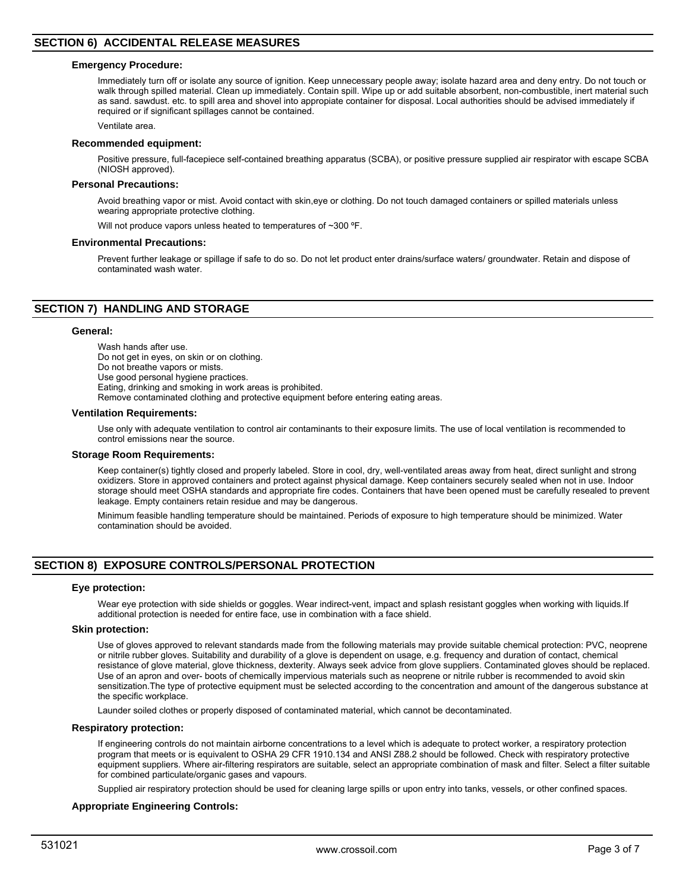## SECTION 6) ACCIDENTAL RELEASE MEASURES

### Emergency Procedure:

Immediately turn off or isolate any source of ignition. Keep unnecessary people away; isolate hazard area and deny entry. Do not touch or walk through spilled material. Clean up immediately. Contain spill. Wipe up or add suitable absorbent, non-combustible, inert material such as sand. sawdust. etc. to spill area and shovel into appropiate container for disposal. Local authorities should be advised immediately if required or if significant spillages cannot be contained.

Ventilate area.

### Recommended equipment:

Positive pressure, full-facepiece self-contained breathing apparatus (SCBA), or positive pressure supplied air respirator with escape SCBA (NIOSH approved).

### Personal Precautions:

Avoid breathing vapor or mist. Avoid contact with skin,eye or clothing. Do not touch damaged containers or spilled materials unless wearing appropriate protective clothing.

Will not produce vapors unless heated to temperatures of ~300 ºF.

### Environmental Precautions:

Prevent further leakage or spillage if safe to do so. Do not let product enter drains/surface waters/ groundwater. Retain and dispose of contaminated wash water.

## SECTION 7) HANDLING AND STORAGE

### General:

Wash hands after use.
Do not get in eyes, on skin or on clothing.
Do not breathe vapors or mists.
Use good personal hygiene practices.
Eating, drinking and smoking in work areas is prohibited.
Remove contaminated clothing and protective equipment before entering eating areas.

### Ventilation Requirements:

Use only with adequate ventilation to control air contaminants to their exposure limits. The use of local ventilation is recommended to control emissions near the source.

### Storage Room Requirements:

Keep container(s) tightly closed and properly labeled. Store in cool, dry, well-ventilated areas away from heat, direct sunlight and strong oxidizers. Store in approved containers and protect against physical damage. Keep containers securely sealed when not in use. Indoor storage should meet OSHA standards and appropriate fire codes. Containers that have been opened must be carefully resealed to prevent leakage. Empty containers retain residue and may be dangerous.

Minimum feasible handling temperature should be maintained. Periods of exposure to high temperature should be minimized. Water contamination should be avoided.

## SECTION 8) EXPOSURE CONTROLS/PERSONAL PROTECTION

### Eye protection:

Wear eye protection with side shields or goggles. Wear indirect-vent, impact and splash resistant goggles when working with liquids.If additional protection is needed for entire face, use in combination with a face shield.

### Skin protection:

Use of gloves approved to relevant standards made from the following materials may provide suitable chemical protection: PVC, neoprene or nitrile rubber gloves. Suitability and durability of a glove is dependent on usage, e.g. frequency and duration of contact, chemical resistance of glove material, glove thickness, dexterity. Always seek advice from glove suppliers. Contaminated gloves should be replaced. Use of an apron and over- boots of chemically impervious materials such as neoprene or nitrile rubber is recommended to avoid skin sensitization.The type of protective equipment must be selected according to the concentration and amount of the dangerous substance at the specific workplace.

Launder soiled clothes or properly disposed of contaminated material, which cannot be decontaminated.

### Respiratory protection:

If engineering controls do not maintain airborne concentrations to a level which is adequate to protect worker, a respiratory protection program that meets or is equivalent to OSHA 29 CFR 1910.134 and ANSI Z88.2 should be followed. Check with respiratory protective equipment suppliers. Where air-filtering respirators are suitable, select an appropriate combination of mask and filter. Select a filter suitable for combined particulate/organic gases and vapours.

Supplied air respiratory protection should be used for cleaning large spills or upon entry into tanks, vessels, or other confined spaces.

### Appropriate Engineering Controls: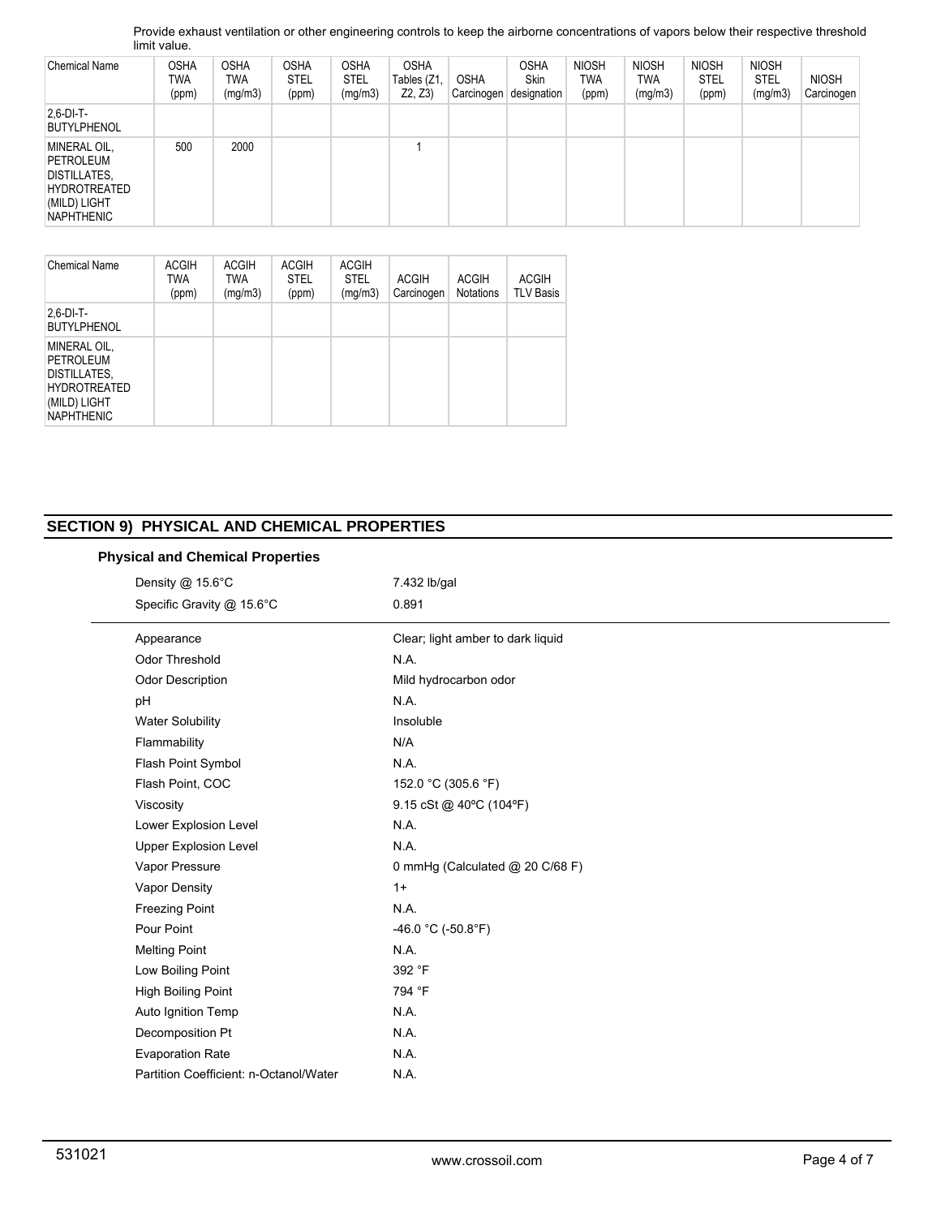Provide exhaust ventilation or other engineering controls to keep the airborne concentrations of vapors below their respective threshold limit value.

| Chemical Name | OSHA TWA (ppm) | OSHA TWA (mg/m3) | OSHA STEL (ppm) | OSHA STEL (mg/m3) | OSHA Tables (Z1, Z2, Z3) | OSHA Carcinogen | OSHA Skin designation | NIOSH TWA (ppm) | NIOSH TWA (mg/m3) | NIOSH STEL (ppm) | NIOSH STEL (mg/m3) | NIOSH Carcinogen |
|---|---|---|---|---|---|---|---|---|---|---|---|---|
| 2,6-DI-T-BUTYLPHENOL | | | | | | | | | | | | |
| MINERAL OIL, PETROLEUM DISTILLATES, HYDROTREATED (MILD) LIGHT NAPHTHENIC | 500 | 2000 | | | 1 | | | | | | | |

| Chemical Name | ACGIH TWA (ppm) | ACGIH TWA (mg/m3) | ACGIH STEL (ppm) | ACGIH STEL (mg/m3) | ACGIH Carcinogen | ACGIH Notations | ACGIH TLV Basis |
|---|---|---|---|---|---|---|---|
| 2,6-DI-T-BUTYLPHENOL | | | | | | | |
| MINERAL OIL, PETROLEUM DISTILLATES, HYDROTREATED (MILD) LIGHT NAPHTHENIC | | | | | | | |

## SECTION 9) PHYSICAL AND CHEMICAL PROPERTIES

### Physical and Chemical Properties

| | |
|---|---|
| Density @ 15.6°C | 7.432 lb/gal |
| Specific Gravity @ 15.6°C | 0.891 |
| Appearance | Clear; light amber to dark liquid |
| Odor Threshold | N.A. |
| Odor Description | Mild hydrocarbon odor |
| pH | N.A. |
| Water Solubility | Insoluble |
| Flammability | N/A |
| Flash Point Symbol | N.A. |
| Flash Point, COC | 152.0 °C (305.6 °F) |
| Viscosity | 9.15 cSt @ 40ºC (104ºF) |
| Lower Explosion Level | N.A. |
| Upper Explosion Level | N.A. |
| Vapor Pressure | 0 mmHg (Calculated @ 20 C/68 F) |
| Vapor Density | 1+ |
| Freezing Point | N.A. |
| Pour Point | -46.0 °C (-50.8°F) |
| Melting Point | N.A. |
| Low Boiling Point | 392 °F |
| High Boiling Point | 794 °F |
| Auto Ignition Temp | N.A. |
| Decomposition Pt | N.A. |
| Evaporation Rate | N.A. |
| Partition Coefficient: n-Octanol/Water | N.A. |

531021 www.crossoil.com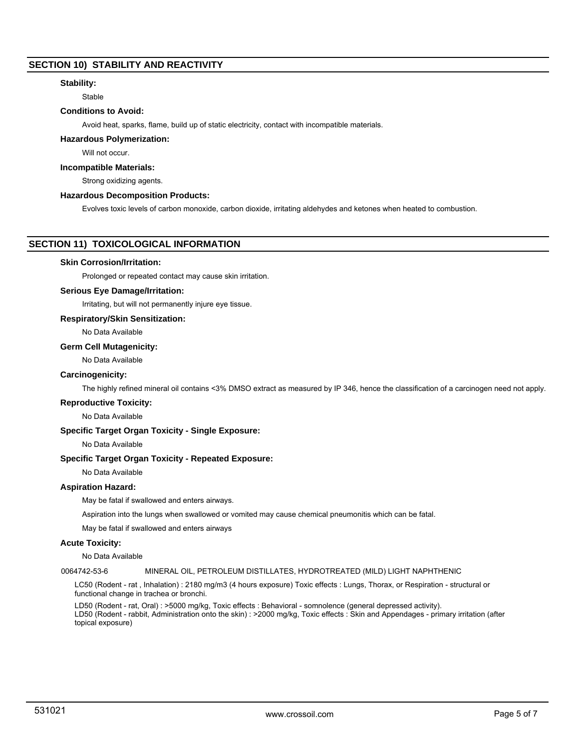## SECTION 10) STABILITY AND REACTIVITY

### Stability:

Stable

### Conditions to Avoid:

Avoid heat, sparks, flame, build up of static electricity, contact with incompatible materials.

### Hazardous Polymerization:

Will not occur.

### Incompatible Materials:

Strong oxidizing agents.

### Hazardous Decomposition Products:

Evolves toxic levels of carbon monoxide, carbon dioxide, irritating aldehydes and ketones when heated to combustion.

## SECTION 11) TOXICOLOGICAL INFORMATION

### Skin Corrosion/Irritation:

Prolonged or repeated contact may cause skin irritation.

### Serious Eye Damage/Irritation:

Irritating, but will not permanently injure eye tissue.

### Respiratory/Skin Sensitization:

No Data Available

### Germ Cell Mutagenicity:

No Data Available

### Carcinogenicity:

The highly refined mineral oil contains <3% DMSO extract as measured by IP 346, hence the classification of a carcinogen need not apply.

### Reproductive Toxicity:

No Data Available

### Specific Target Organ Toxicity - Single Exposure:

No Data Available

### Specific Target Organ Toxicity - Repeated Exposure:

No Data Available

### Aspiration Hazard:

May be fatal if swallowed and enters airways.

Aspiration into the lungs when swallowed or vomited may cause chemical pneumonitis which can be fatal.

May be fatal if swallowed and enters airways

### Acute Toxicity:

No Data Available

0064742-53-6 MINERAL OIL, PETROLEUM DISTILLATES, HYDROTREATED (MILD) LIGHT NAPHTHENIC

LC50 (Rodent - rat , Inhalation) : 2180 mg/m3 (4 hours exposure) Toxic effects : Lungs, Thorax, or Respiration - structural or functional change in trachea or bronchi.

LD50 (Rodent - rat, Oral) : >5000 mg/kg, Toxic effects : Behavioral - somnolence (general depressed activity).
LD50 (Rodent - rabbit, Administration onto the skin) : >2000 mg/kg, Toxic effects : Skin and Appendages - primary irritation (after topical exposure)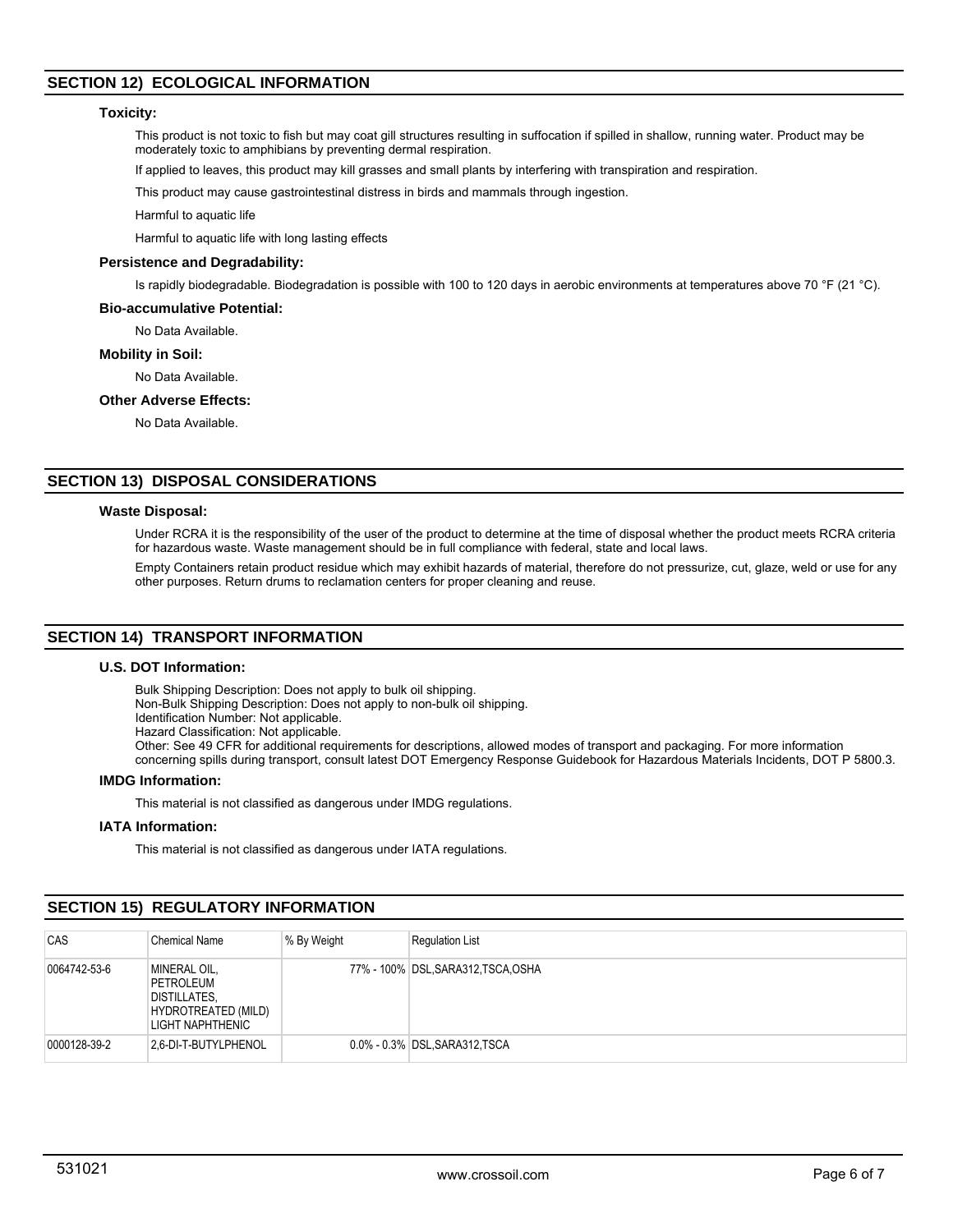## SECTION 12) ECOLOGICAL INFORMATION

### Toxicity:

This product is not toxic to fish but may coat gill structures resulting in suffocation if spilled in shallow, running water. Product may be moderately toxic to amphibians by preventing dermal respiration.

If applied to leaves, this product may kill grasses and small plants by interfering with transpiration and respiration.

This product may cause gastrointestinal distress in birds and mammals through ingestion.

Harmful to aquatic life

Harmful to aquatic life with long lasting effects

### Persistence and Degradability:

Is rapidly biodegradable. Biodegradation is possible with 100 to 120 days in aerobic environments at temperatures above 70 °F (21 °C).

### Bio-accumulative Potential:

No Data Available.

### Mobility in Soil:

No Data Available.

### Other Adverse Effects:

No Data Available.

## SECTION 13) DISPOSAL CONSIDERATIONS

### Waste Disposal:

Under RCRA it is the responsibility of the user of the product to determine at the time of disposal whether the product meets RCRA criteria for hazardous waste. Waste management should be in full compliance with federal, state and local laws.

Empty Containers retain product residue which may exhibit hazards of material, therefore do not pressurize, cut, glaze, weld or use for any other purposes. Return drums to reclamation centers for proper cleaning and reuse.

## SECTION 14) TRANSPORT INFORMATION

### U.S. DOT Information:

Bulk Shipping Description: Does not apply to bulk oil shipping.
Non-Bulk Shipping Description: Does not apply to non-bulk oil shipping.
Identification Number: Not applicable.
Hazard Classification: Not applicable.
Other: See 49 CFR for additional requirements for descriptions, allowed modes of transport and packaging. For more information concerning spills during transport, consult latest DOT Emergency Response Guidebook for Hazardous Materials Incidents, DOT P 5800.3.

### IMDG Information:

This material is not classified as dangerous under IMDG regulations.

### IATA Information:

This material is not classified as dangerous under IATA regulations.

## SECTION 15) REGULATORY INFORMATION

| CAS | Chemical Name | % By Weight | Regulation List |
|---|---|---|---|
| 0064742-53-6 | MINERAL OIL, PETROLEUM DISTILLATES, HYDROTREATED (MILD) LIGHT NAPHTHENIC | 77% - 100% | DSL,SARA312,TSCA,OSHA |
| 0000128-39-2 | 2,6-DI-T-BUTYLPHENOL | 0.0% - 0.3% | DSL,SARA312,TSCA |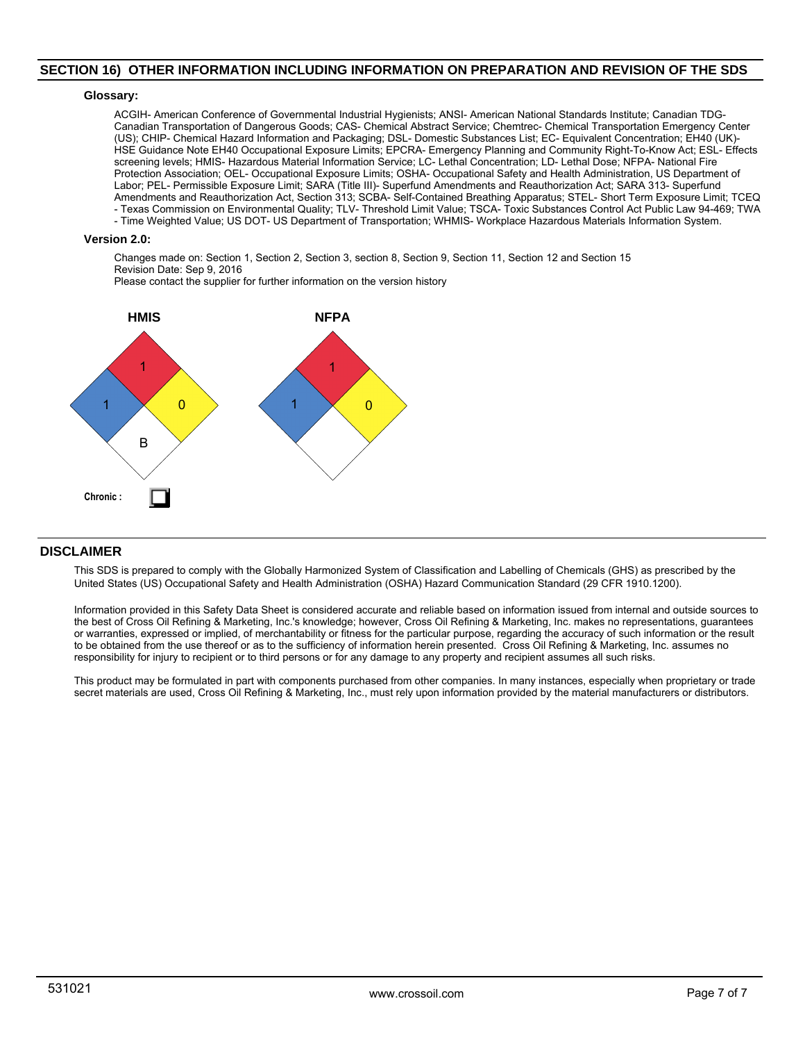## SECTION 16) OTHER INFORMATION INCLUDING INFORMATION ON PREPARATION AND REVISION OF THE SDS

**Glossary:**

ACGIH- American Conference of Governmental Industrial Hygienists; ANSI- American National Standards Institute; Canadian TDG- Canadian Transportation of Dangerous Goods; CAS- Chemical Abstract Service; Chemtrec- Chemical Transportation Emergency Center (US); CHIP- Chemical Hazard Information and Packaging; DSL- Domestic Substances List; EC- Equivalent Concentration; EH40 (UK)- HSE Guidance Note EH40 Occupational Exposure Limits; EPCRA- Emergency Planning and Community Right-To-Know Act; ESL- Effects screening levels; HMIS- Hazardous Material Information Service; LC- Lethal Concentration; LD- Lethal Dose; NFPA- National Fire Protection Association; OEL- Occupational Exposure Limits; OSHA- Occupational Safety and Health Administration, US Department of Labor; PEL- Permissible Exposure Limit; SARA (Title III)- Superfund Amendments and Reauthorization Act; SARA 313- Superfund Amendments and Reauthorization Act, Section 313; SCBA- Self-Contained Breathing Apparatus; STEL- Short Term Exposure Limit; TCEQ - Texas Commission on Environmental Quality; TLV- Threshold Limit Value; TSCA- Toxic Substances Control Act Public Law 94-469; TWA - Time Weighted Value; US DOT- US Department of Transportation; WHMIS- Workplace Hazardous Materials Information System.

**Version 2.0:**

Changes made on: Section 1, Section 2, Section 3, section 8, Section 9, Section 11, Section 12 and Section 15
Revision Date: Sep 9, 2016
Please contact the supplier for further information on the version history

**HMIS**

1
1
0
B

**NFPA**

1
1
0

**Chronic :**

## DISCLAIMER

This SDS is prepared to comply with the Globally Harmonized System of Classification and Labelling of Chemicals (GHS) as prescribed by the United States (US) Occupational Safety and Health Administration (OSHA) Hazard Communication Standard (29 CFR 1910.1200).

Information provided in this Safety Data Sheet is considered accurate and reliable based on information issued from internal and outside sources to the best of Cross Oil Refining & Marketing, Inc.'s knowledge; however, Cross Oil Refining & Marketing, Inc. makes no representations, guarantees or warranties, expressed or implied, of merchantability or fitness for the particular purpose, regarding the accuracy of such information or the result to be obtained from the use thereof or as to the sufficiency of information herein presented. Cross Oil Refining & Marketing, Inc. assumes no responsibility for injury to recipient or to third persons or for any damage to any property and recipient assumes all such risks.

This product may be formulated in part with components purchased from other companies. In many instances, especially when proprietary or trade secret materials are used, Cross Oil Refining & Marketing, Inc., must rely upon information provided by the material manufacturers or distributors.

531021 www.crossoil.com